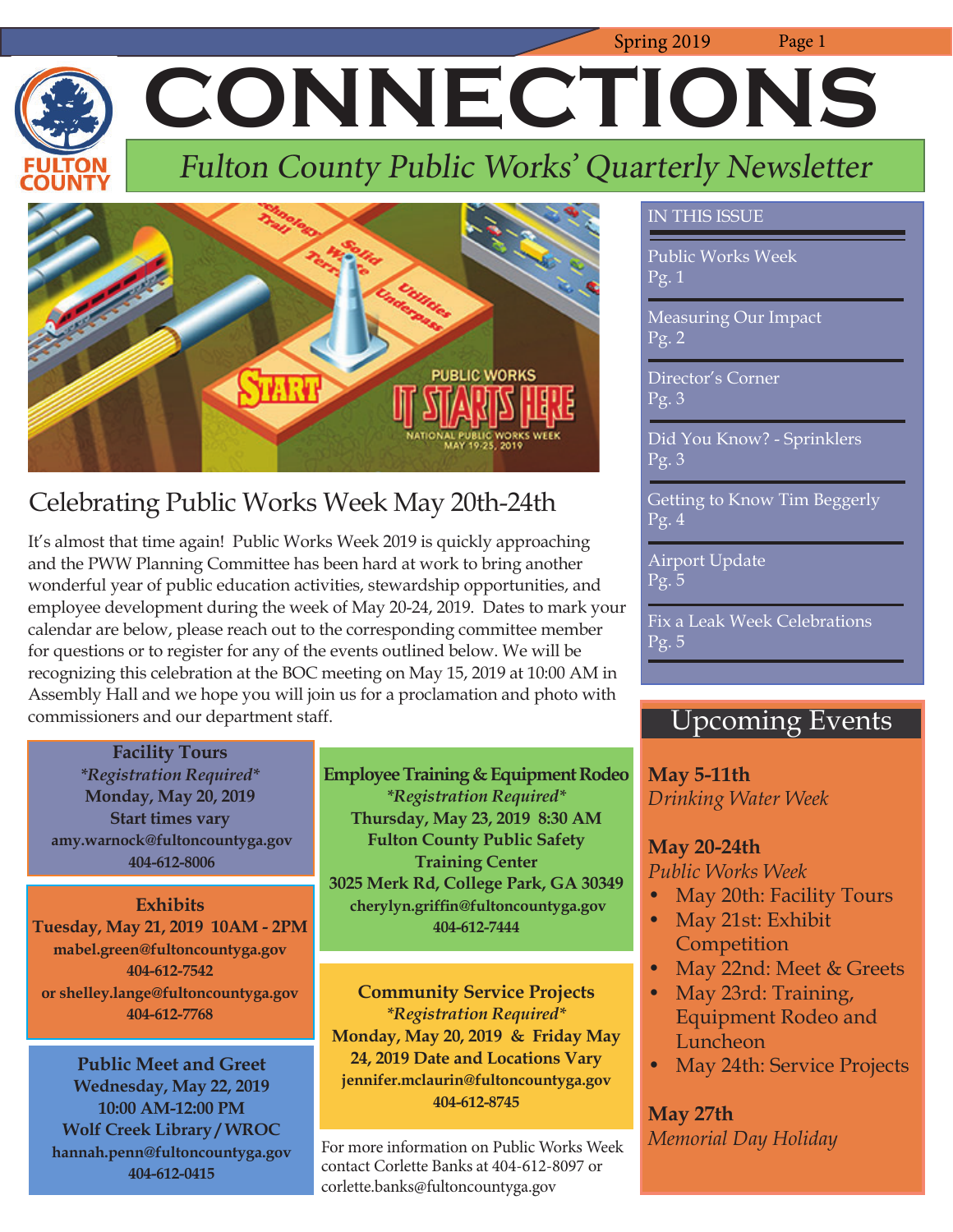# CONNECTIONS

*Fulton County Public Works' Quarterly Newsletter*

## Celebrating Public Works Week May 20th-24th

It's almost that time again! Public Works Week 2019 is quickly approaching and the PWW Planning Committee has been hard at work to bring another wonderful year of public education activities, stewardship opportunities, and employee development during the week of May 20-24, 2019. Dates to mark your calendar are below, please reach out to the corresponding committee member for questions or to register for any of the events outlined below. We will be recognizing this celebration at the BOC meeting on May 15, 2019 at 10:00 AM in Assembly Hall and we hope you will join us for a proclamation and photo with commissioners and our department staff.

**Facility Tours**
*\*Registration Required\**
**Monday, May 20, 2019**
**Start times vary**
**amy.warnock@fultoncountyga.gov**
**404-612-8006**

**Exhibits**
**Tuesday, May 21, 2019 10AM - 2PM**
**mabel.green@fultoncountyga.gov**
**404-612-7542**
**or shelley.lange@fultoncountyga.gov**
**404-612-7768**

**Public Meet and Greet**
**Wednesday, May 22, 2019**
**10:00 AM-12:00 PM**
**Wolf Creek Library / WROC**
**hannah.penn@fultoncountyga.gov**
**404-612-0415**

**Employee Training & Equipment Rodeo**
*\*Registration Required\**
**Thursday, May 23, 2019 8:30 AM**
**Fulton County Public Safety Training Center**
**3025 Merk Rd, College Park, GA 30349**
**cherylyn.griffin@fultoncountyga.gov**
**404-612-7444**

**Community Service Projects**
*\*Registration Required\**
**Monday, May 20, 2019 & Friday May 24, 2019 Date and Locations Vary**
**jennifer.mclaurin@fultoncountyga.gov**
**404-612-8745**

For more information on Public Works Week contact Corlette Banks at 404-612-8097 or corlette.banks@fultoncountyga.gov

## IN THIS ISSUE

- Public Works Week — Pg. 1
- Measuring Our Impact — Pg. 2
- Director's Corner — Pg. 3
- Did You Know? - Sprinklers — Pg. 3
- Getting to Know Tim Beggerly — Pg. 4
- Airport Update — Pg. 5
- Fix a Leak Week Celebrations — Pg. 5

## Upcoming Events

**May 5-11th**
*Drinking Water Week*

**May 20-24th**
*Public Works Week*
- May 20th: Facility Tours
- May 21st: Exhibit Competition
- May 22nd: Meet & Greets
- May 23rd: Training, Equipment Rodeo and Luncheon
- May 24th: Service Projects

**May 27th**
*Memorial Day Holiday*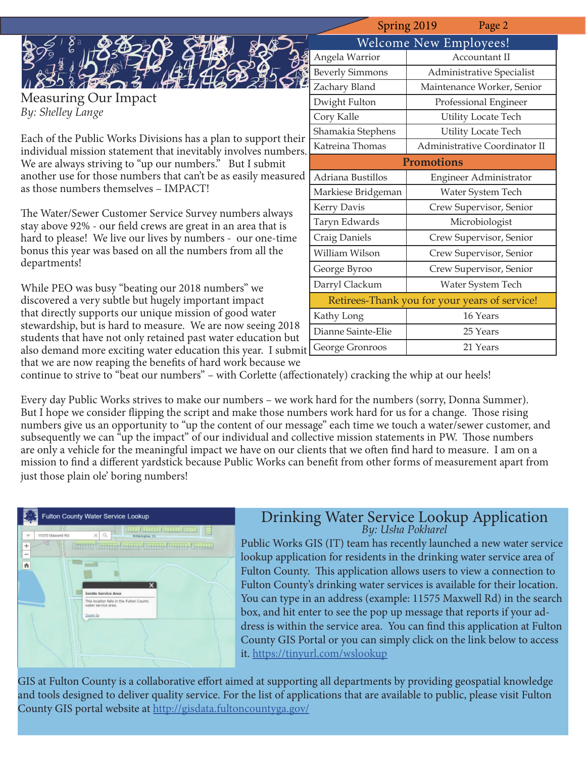## Measuring Our Impact

*By: Shelley Lange*

Each of the Public Works Divisions has a plan to support their individual mission statement that inevitably involves numbers. We are always striving to "up our numbers." But I submit another use for those numbers that can't be as easily measured as those numbers themselves – IMPACT!

The Water/Sewer Customer Service Survey numbers always stay above 92% - our field crews are great in an area that is hard to please! We live our lives by numbers - our one-time bonus this year was based on all the numbers from all the departments!

While PEO was busy "beating our 2018 numbers" we discovered a very subtle but hugely important impact that directly supports our unique mission of good water stewardship, but is hard to measure. We are now seeing 2018 students that have not only retained past water education but also demand more exciting water education this year. I submit that we are now reaping the benefits of hard work because we continue to strive to "beat our numbers" – with Corlette (affectionately) cracking the whip at our heels!

Every day Public Works strives to make our numbers – we work hard for the numbers (sorry, Donna Summer). But I hope we consider flipping the script and make those numbers work hard for us for a change. Those rising numbers give us an opportunity to "up the content of our message" each time we touch a water/sewer customer, and subsequently we can "up the impact" of our individual and collective mission statements in PW. Those numbers are only a vehicle for the meaningful impact we have on our clients that we often find hard to measure. I am on a mission to find a different yardstick because Public Works can benefit from other forms of measurement apart from just those plain ole' boring numbers!

| Welcome New Employees! | |
|---|---|
| Angela Warrior | Accountant II |
| Beverly Simmons | Administrative Specialist |
| Zachary Bland | Maintenance Worker, Senior |
| Dwight Fulton | Professional Engineer |
| Cory Kalle | Utility Locate Tech |
| Shamakia Stephens | Utility Locate Tech |
| Katreina Thomas | Administrative Coordinator II |
| **Promotions** | |
| Adriana Bustillos | Engineer Administrator |
| Markiese Bridgeman | Water System Tech |
| Kerry Davis | Crew Supervisor, Senior |
| Taryn Edwards | Microbiologist |
| Craig Daniels | Crew Supervisor, Senior |
| William Wilson | Crew Supervisor, Senior |
| George Byroo | Crew Supervisor, Senior |
| Darryl Clackum | Water System Tech |
| Retirees-Thank you for your years of service! | |
| Kathy Long | 16 Years |
| Dianne Sainte-Elie | 25 Years |
| George Gronroos | 21 Years |

## Drinking Water Service Lookup Application

*By: Usha Pokharel*

Public Works GIS (IT) team has recently launched a new water service lookup application for residents in the drinking water service area of Fulton County. This application allows users to view a connection to Fulton County's drinking water services is available for their location. You can type in an address (example: 11575 Maxwell Rd) in the search box, and hit enter to see the pop up message that reports if your address is within the service area. You can find this application at Fulton County GIS Portal or you can simply click on the link below to access it. https://tinyurl.com/wslookup

GIS at Fulton County is a collaborative effort aimed at supporting all departments by providing geospatial knowledge and tools designed to deliver quality service. For the list of applications that are available to public, please visit Fulton County GIS portal website at http://gisdata.fultoncountyga.gov/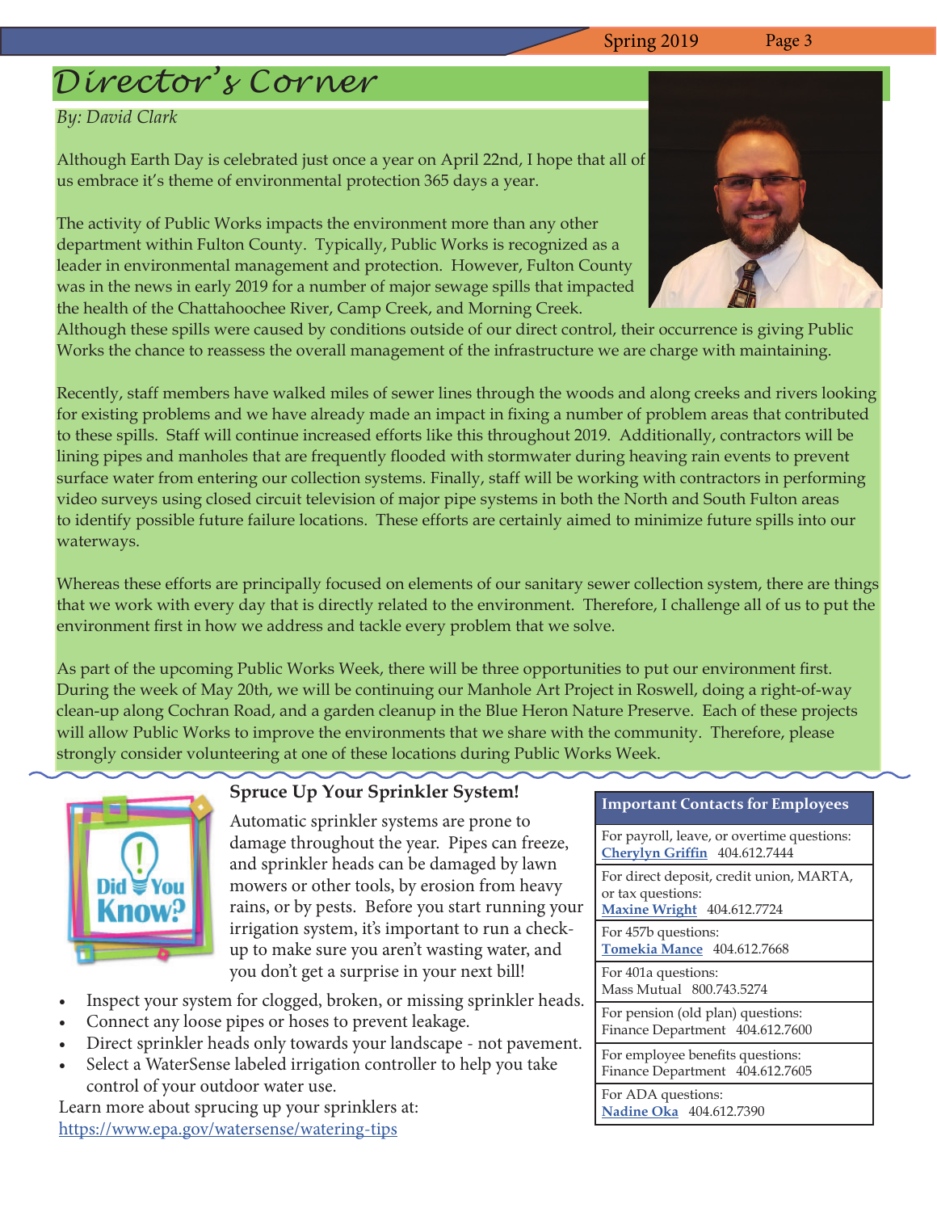# Director's Corner

*By: David Clark*

Although Earth Day is celebrated just once a year on April 22nd, I hope that all of us embrace it's theme of environmental protection 365 days a year.

The activity of Public Works impacts the environment more than any other department within Fulton County. Typically, Public Works is recognized as a leader in environmental management and protection. However, Fulton County was in the news in early 2019 for a number of major sewage spills that impacted the health of the Chattahoochee River, Camp Creek, and Morning Creek. Although these spills were caused by conditions outside of our direct control, their occurrence is giving Public Works the chance to reassess the overall management of the infrastructure we are charge with maintaining.

Recently, staff members have walked miles of sewer lines through the woods and along creeks and rivers looking for existing problems and we have already made an impact in fixing a number of problem areas that contributed to these spills. Staff will continue increased efforts like this throughout 2019. Additionally, contractors will be lining pipes and manholes that are frequently flooded with stormwater during heaving rain events to prevent surface water from entering our collection systems. Finally, staff will be working with contractors in performing video surveys using closed circuit television of major pipe systems in both the North and South Fulton areas to identify possible future failure locations. These efforts are certainly aimed to minimize future spills into our waterways.

Whereas these efforts are principally focused on elements of our sanitary sewer collection system, there are things that we work with every day that is directly related to the environment. Therefore, I challenge all of us to put the environment first in how we address and tackle every problem that we solve.

As part of the upcoming Public Works Week, there will be three opportunities to put our environment first. During the week of May 20th, we will be continuing our Manhole Art Project in Roswell, doing a right-of-way clean-up along Cochran Road, and a garden cleanup in the Blue Heron Nature Preserve. Each of these projects will allow Public Works to improve the environments that we share with the community. Therefore, please strongly consider volunteering at one of these locations during Public Works Week.

## Spruce Up Your Sprinkler System!

Did You Know?

Automatic sprinkler systems are prone to damage throughout the year. Pipes can freeze, and sprinkler heads can be damaged by lawn mowers or other tools, by erosion from heavy rains, or by pests. Before you start running your irrigation system, it's important to run a check-up to make sure you aren't wasting water, and you don't get a surprise in your next bill!

- Inspect your system for clogged, broken, or missing sprinkler heads.
- Connect any loose pipes or hoses to prevent leakage.
- Direct sprinkler heads only towards your landscape - not pavement.
- Select a WaterSense labeled irrigation controller to help you take control of your outdoor water use.

Learn more about sprucing up your sprinklers at:
https://www.epa.gov/watersense/watering-tips

| Important Contacts for Employees |
|---|
| For payroll, leave, or overtime questions: **Cherylyn Griffin** 404.612.7444 |
| For direct deposit, credit union, MARTA, or tax questions: **Maxine Wright** 404.612.7724 |
| For 457b questions: **Tomekia Mance** 404.612.7668 |
| For 401a questions: Mass Mutual 800.743.5274 |
| For pension (old plan) questions: Finance Department 404.612.7600 |
| For employee benefits questions: Finance Department 404.612.7605 |
| For ADA questions: **Nadine Oka** 404.612.7390 |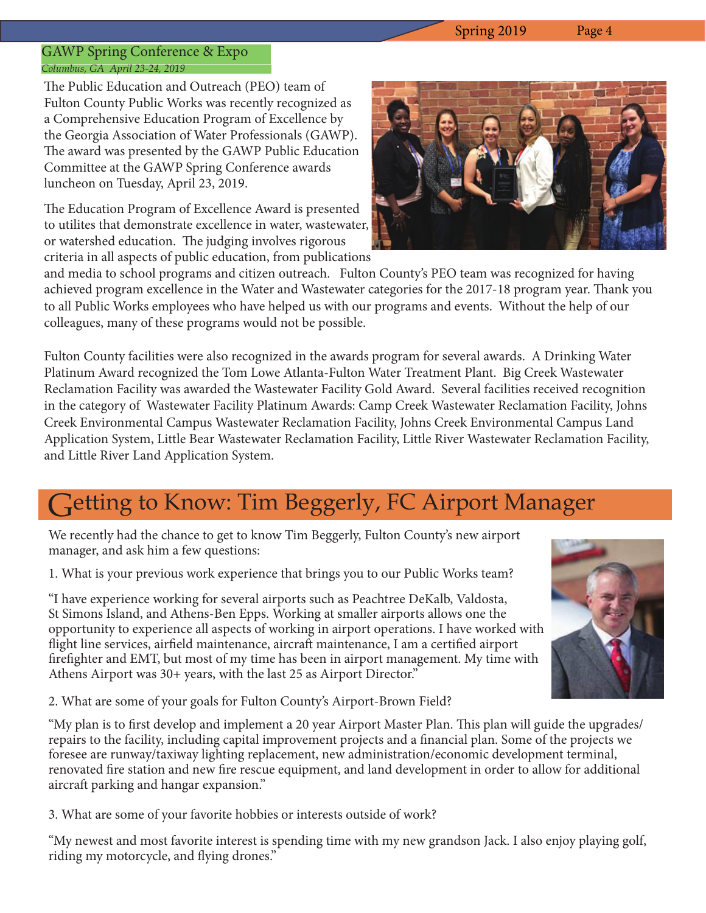## GAWP Spring Conference & Expo

*Columbus, GA April 23-24, 2019*

The Public Education and Outreach (PEO) team of Fulton County Public Works was recently recognized as a Comprehensive Education Program of Excellence by the Georgia Association of Water Professionals (GAWP). The award was presented by the GAWP Public Education Committee at the GAWP Spring Conference awards luncheon on Tuesday, April 23, 2019.

The Education Program of Excellence Award is presented to utilites that demonstrate excellence in water, wastewater, or watershed education. The judging involves rigorous criteria in all aspects of public education, from publications and media to school programs and citizen outreach. Fulton County's PEO team was recognized for having achieved program excellence in the Water and Wastewater categories for the 2017-18 program year. Thank you to all Public Works employees who have helped us with our programs and events. Without the help of our colleagues, many of these programs would not be possible.

Fulton County facilities were also recognized in the awards program for several awards. A Drinking Water Platinum Award recognized the Tom Lowe Atlanta-Fulton Water Treatment Plant. Big Creek Wastewater Reclamation Facility was awarded the Wastewater Facility Gold Award. Several facilities received recognition in the category of Wastewater Facility Platinum Awards: Camp Creek Wastewater Reclamation Facility, Johns Creek Environmental Campus Wastewater Reclamation Facility, Johns Creek Environmental Campus Land Application System, Little Bear Wastewater Reclamation Facility, Little River Wastewater Reclamation Facility, and Little River Land Application System.

# Getting to Know: Tim Beggerly, FC Airport Manager

We recently had the chance to get to know Tim Beggerly, Fulton County's new airport manager, and ask him a few questions:

1. What is your previous work experience that brings you to our Public Works team?

"I have experience working for several airports such as Peachtree DeKalb, Valdosta, St Simons Island, and Athens-Ben Epps. Working at smaller airports allows one the opportunity to experience all aspects of working in airport operations. I have worked with flight line services, airfield maintenance, aircraft maintenance, I am a certified airport firefighter and EMT, but most of my time has been in airport management. My time with Athens Airport was 30+ years, with the last 25 as Airport Director."

2. What are some of your goals for Fulton County's Airport-Brown Field?

"My plan is to first develop and implement a 20 year Airport Master Plan. This plan will guide the upgrades/repairs to the facility, including capital improvement projects and a financial plan. Some of the projects we foresee are runway/taxiway lighting replacement, new administration/economic development terminal, renovated fire station and new fire rescue equipment, and land development in order to allow for additional aircraft parking and hangar expansion."

3. What are some of your favorite hobbies or interests outside of work?

"My newest and most favorite interest is spending time with my new grandson Jack. I also enjoy playing golf, riding my motorcycle, and flying drones."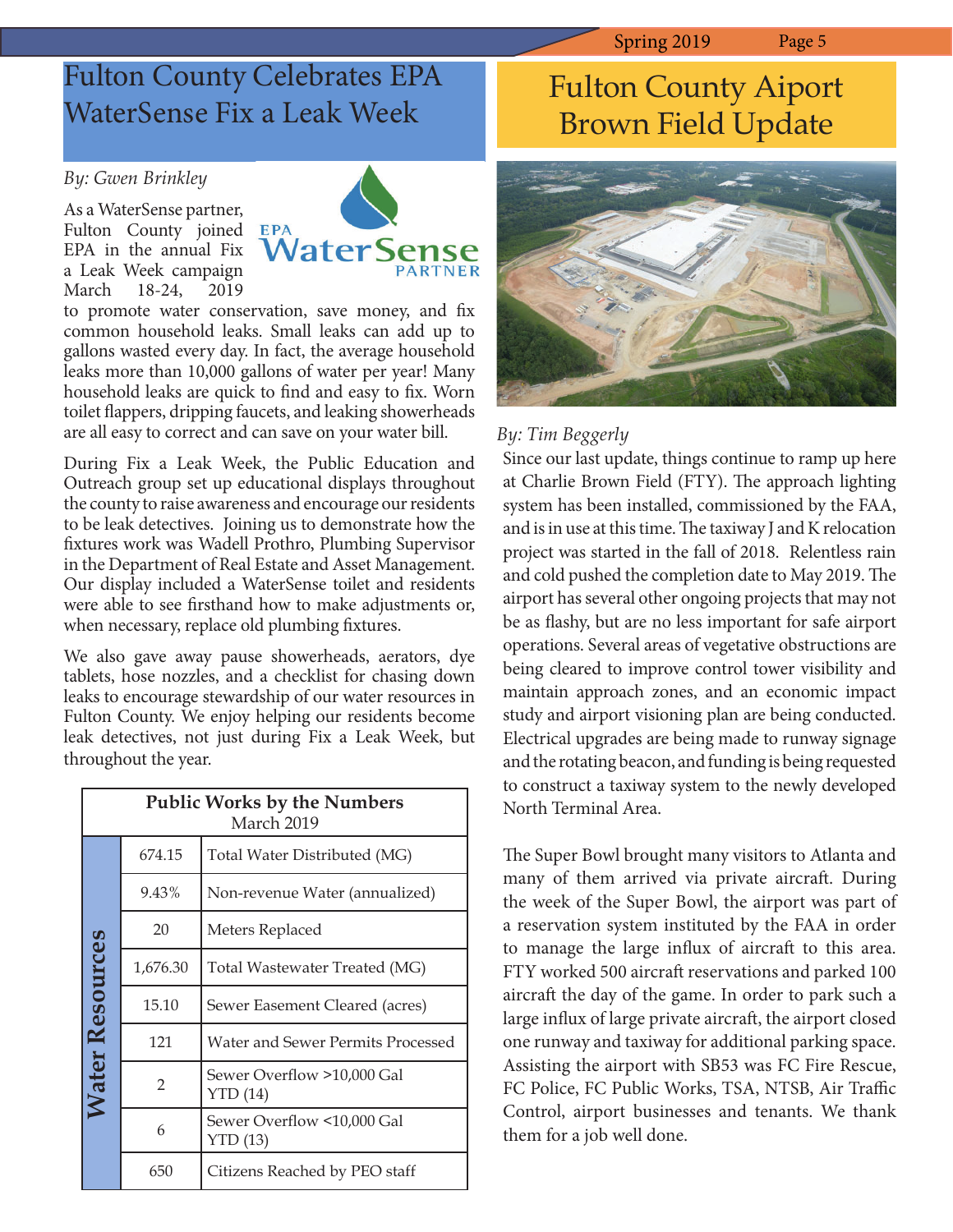## Fulton County Celebrates EPA WaterSense Fix a Leak Week

*By: Gwen Brinkley*

As a WaterSense partner, Fulton County joined EPA in the annual Fix a Leak Week campaign March 18-24, 2019 to promote water conservation, save money, and fix common household leaks. Small leaks can add up to gallons wasted every day. In fact, the average household leaks more than 10,000 gallons of water per year! Many household leaks are quick to find and easy to fix. Worn toilet flappers, dripping faucets, and leaking showerheads are all easy to correct and can save on your water bill.

During Fix a Leak Week, the Public Education and Outreach group set up educational displays throughout the county to raise awareness and encourage our residents to be leak detectives. Joining us to demonstrate how the fixtures work was Wadell Prothro, Plumbing Supervisor in the Department of Real Estate and Asset Management. Our display included a WaterSense toilet and residents were able to see firsthand how to make adjustments or, when necessary, replace old plumbing fixtures.

We also gave away pause showerheads, aerators, dye tablets, hose nozzles, and a checklist for chasing down leaks to encourage stewardship of our water resources in Fulton County. We enjoy helping our residents become leak detectives, not just during Fix a Leak Week, but throughout the year.

| Public Works by the Numbers March 2019 | | |
|---|---|---|
| Water Resources | 674.15 | Total Water Distributed (MG) |
| | 9.43% | Non-revenue Water (annualized) |
| | 20 | Meters Replaced |
| | 1,676.30 | Total Wastewater Treated (MG) |
| | 15.10 | Sewer Easement Cleared (acres) |
| | 121 | Water and Sewer Permits Processed |
| | 2 | Sewer Overflow >10,000 Gal YTD (14) |
| | 6 | Sewer Overflow <10,000 Gal YTD (13) |
| | 650 | Citizens Reached by PEO staff |

## Fulton County Aiport Brown Field Update

*By: Tim Beggerly*

Since our last update, things continue to ramp up here at Charlie Brown Field (FTY). The approach lighting system has been installed, commissioned by the FAA, and is in use at this time. The taxiway J and K relocation project was started in the fall of 2018. Relentless rain and cold pushed the completion date to May 2019. The airport has several other ongoing projects that may not be as flashy, but are no less important for safe airport operations. Several areas of vegetative obstructions are being cleared to improve control tower visibility and maintain approach zones, and an economic impact study and airport visioning plan are being conducted. Electrical upgrades are being made to runway signage and the rotating beacon, and funding is being requested to construct a taxiway system to the newly developed North Terminal Area.

The Super Bowl brought many visitors to Atlanta and many of them arrived via private aircraft. During the week of the Super Bowl, the airport was part of a reservation system instituted by the FAA in order to manage the large influx of aircraft to this area. FTY worked 500 aircraft reservations and parked 100 aircraft the day of the game. In order to park such a large influx of large private aircraft, the airport closed one runway and taxiway for additional parking space. Assisting the airport with SB53 was FC Fire Rescue, FC Police, FC Public Works, TSA, NTSB, Air Traffic Control, airport businesses and tenants. We thank them for a job well done.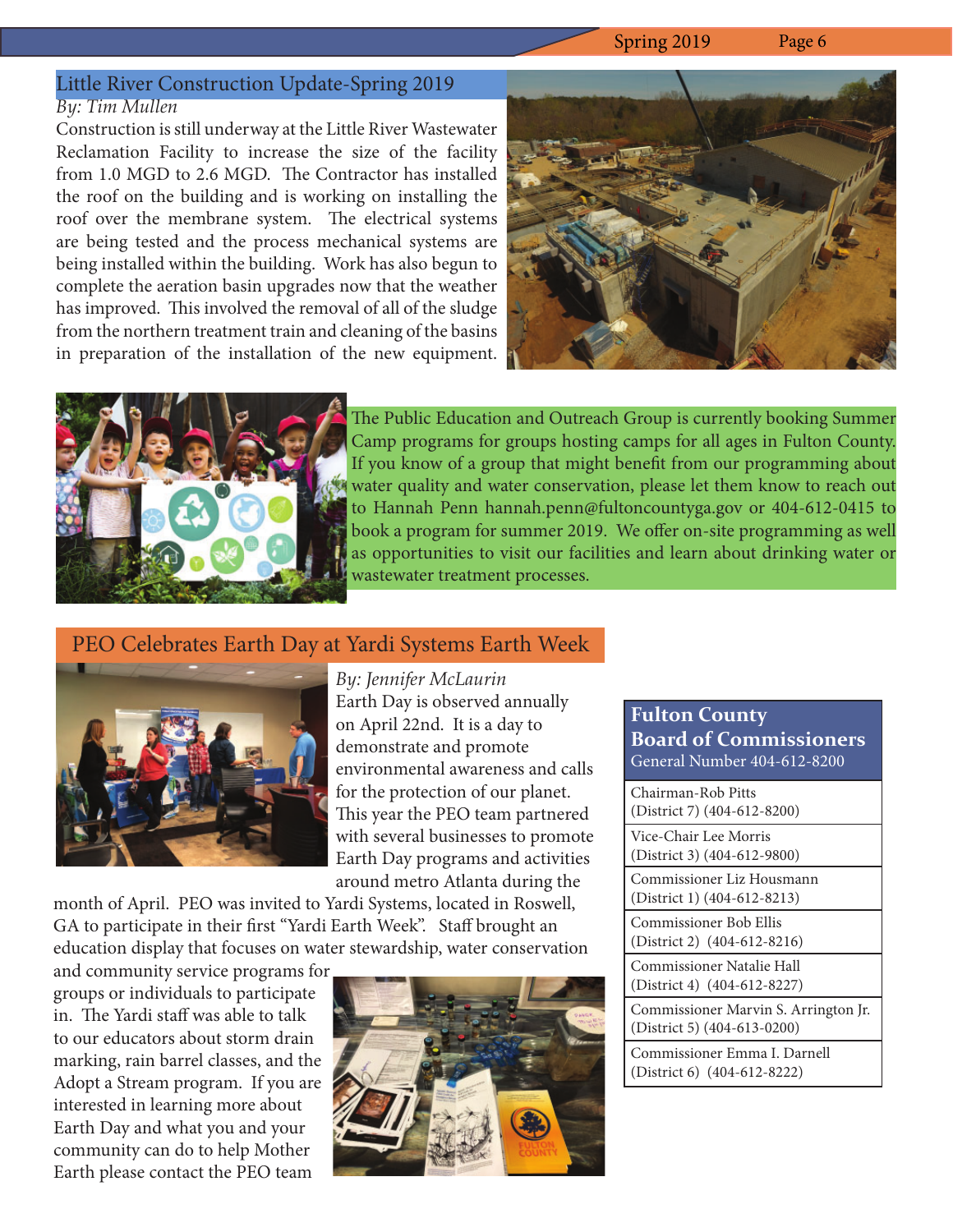## Little River Construction Update-Spring 2019

*By: Tim Mullen*

Construction is still underway at the Little River Wastewater Reclamation Facility to increase the size of the facility from 1.0 MGD to 2.6 MGD. The Contractor has installed the roof on the building and is working on installing the roof over the membrane system. The electrical systems are being tested and the process mechanical systems are being installed within the building. Work has also begun to complete the aeration basin upgrades now that the weather has improved. This involved the removal of all of the sludge from the northern treatment train and cleaning of the basins in preparation of the installation of the new equipment.

The Public Education and Outreach Group is currently booking Summer Camp programs for groups hosting camps for all ages in Fulton County. If you know of a group that might benefit from our programming about water quality and water conservation, please let them know to reach out to Hannah Penn hannah.penn@fultoncountyga.gov or 404-612-0415 to book a program for summer 2019. We offer on-site programming as well as opportunities to visit our facilities and learn about drinking water or wastewater treatment processes.

## PEO Celebrates Earth Day at Yardi Systems Earth Week

*By: Jennifer McLaurin*

Earth Day is observed annually on April 22nd. It is a day to demonstrate and promote environmental awareness and calls for the protection of our planet. This year the PEO team partnered with several businesses to promote Earth Day programs and activities around metro Atlanta during the month of April. PEO was invited to Yardi Systems, located in Roswell, GA to participate in their first "Yardi Earth Week". Staff brought an education display that focuses on water stewardship, water conservation and community service programs for groups or individuals to participate in. The Yardi staff was able to talk to our educators about storm drain marking, rain barrel classes, and the Adopt a Stream program. If you are interested in learning more about Earth Day and what you and your community can do to help Mother Earth please contact the PEO team

### Fulton County Board of Commissioners

General Number 404-612-8200

Chairman-Rob Pitts
(District 7) (404-612-8200)

Vice-Chair Lee Morris
(District 3) (404-612-9800)

Commissioner Liz Housmann
(District 1) (404-612-8213)

Commissioner Bob Ellis
(District 2) (404-612-8216)

Commissioner Natalie Hall
(District 4) (404-612-8227)

Commissioner Marvin S. Arrington Jr.
(District 5) (404-613-0200)

Commissioner Emma I. Darnell
(District 6) (404-612-8222)